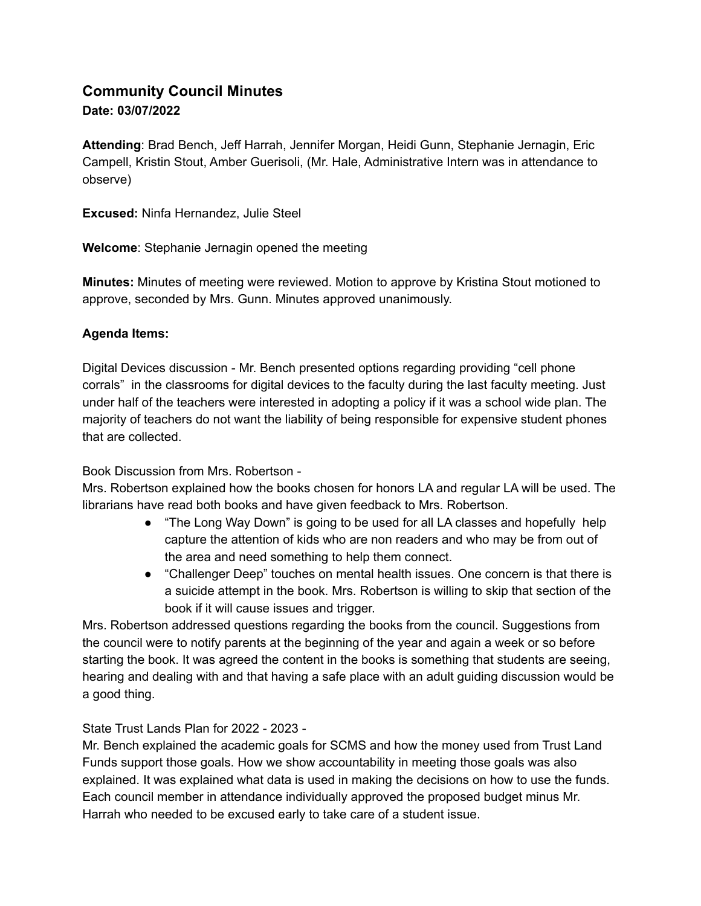## Community Council Minutes

**Date: 03/07/2022**

**Attending**: Brad Bench, Jeff Harrah, Jennifer Morgan, Heidi Gunn, Stephanie Jernagin, Eric Campell, Kristin Stout, Amber Guerisoli, (Mr. Hale, Administrative Intern was in attendance to observe)

**Excused:** Ninfa Hernandez, Julie Steel

**Welcome**: Stephanie Jernagin opened the meeting

**Minutes:** Minutes of meeting were reviewed. Motion to approve by Kristina Stout motioned to approve, seconded by Mrs. Gunn. Minutes approved unanimously.

**Agenda Items:**

Digital Devices discussion - Mr. Bench presented options regarding providing "cell phone corrals" in the classrooms for digital devices to the faculty during the last faculty meeting. Just under half of the teachers were interested in adopting a policy if it was a school wide plan. The majority of teachers do not want the liability of being responsible for expensive student phones that are collected.

Book Discussion from Mrs. Robertson -
Mrs. Robertson explained how the books chosen for honors LA and regular LA will be used. The librarians have read both books and have given feedback to Mrs. Robertson.

- "The Long Way Down" is going to be used for all LA classes and hopefully help capture the attention of kids who are non readers and who may be from out of the area and need something to help them connect.
- "Challenger Deep" touches on mental health issues. One concern is that there is a suicide attempt in the book. Mrs. Robertson is willing to skip that section of the book if it will cause issues and trigger.

Mrs. Robertson addressed questions regarding the books from the council. Suggestions from the council were to notify parents at the beginning of the year and again a week or so before starting the book. It was agreed the content in the books is something that students are seeing, hearing and dealing with and that having a safe place with an adult guiding discussion would be a good thing.

State Trust Lands Plan for 2022 - 2023 -
Mr. Bench explained the academic goals for SCMS and how the money used from Trust Land Funds support those goals. How we show accountability in meeting those goals was also explained. It was explained what data is used in making the decisions on how to use the funds. Each council member in attendance individually approved the proposed budget minus Mr. Harrah who needed to be excused early to take care of a student issue.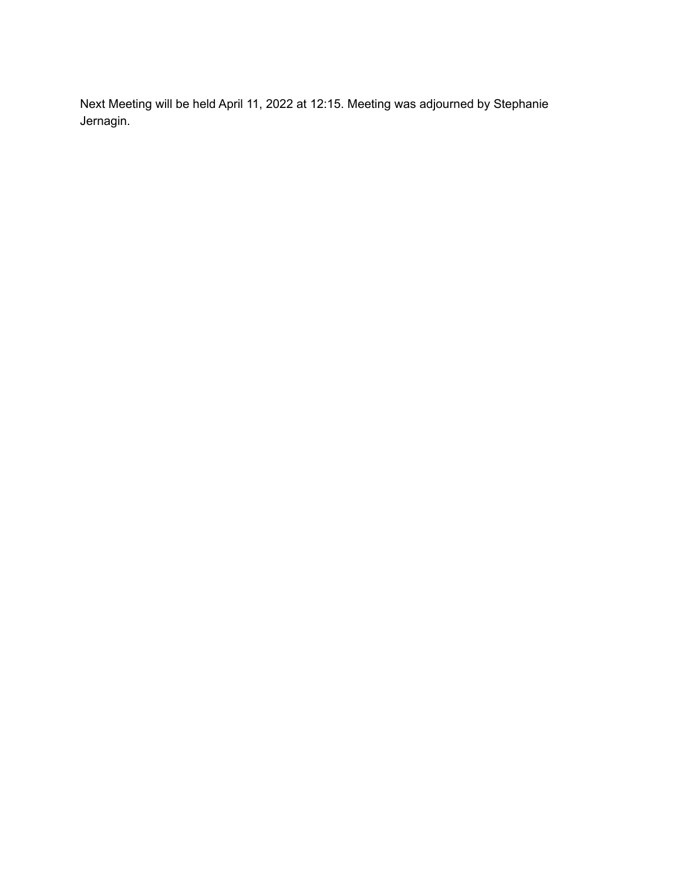Next Meeting will be held April 11, 2022 at 12:15. Meeting was adjourned by Stephanie Jernagin.